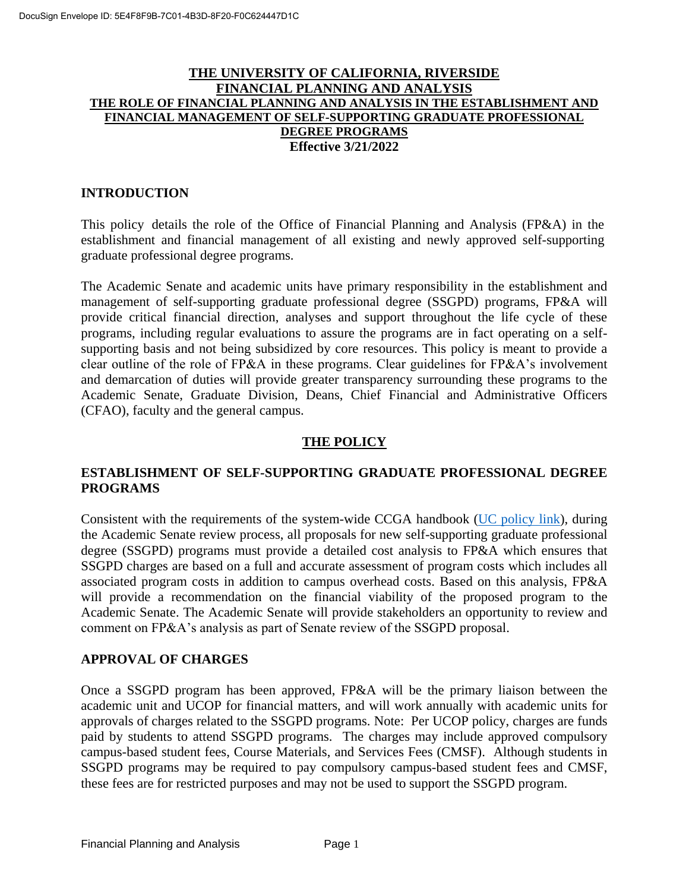# THE UNIVERSITY OF CALIFORNIA, RIVERSIDE
# FINANCIAL PLANNING AND ANALYSIS
# THE ROLE OF FINANCIAL PLANNING AND ANALYSIS IN THE ESTABLISHMENT AND FINANCIAL MANAGEMENT OF SELF-SUPPORTING GRADUATE PROFESSIONAL DEGREE PROGRAMS

**Effective 3/21/2022**

## INTRODUCTION

This policy details the role of the Office of Financial Planning and Analysis (FP&A) in the establishment and financial management of all existing and newly approved self-supporting graduate professional degree programs.

The Academic Senate and academic units have primary responsibility in the establishment and management of self-supporting graduate professional degree (SSGPD) programs, FP&A will provide critical financial direction, analyses and support throughout the life cycle of these programs, including regular evaluations to assure the programs are in fact operating on a self-supporting basis and not being subsidized by core resources. This policy is meant to provide a clear outline of the role of FP&A in these programs. Clear guidelines for FP&A's involvement and demarcation of duties will provide greater transparency surrounding these programs to the Academic Senate, Graduate Division, Deans, Chief Financial and Administrative Officers (CFAO), faculty and the general campus.

## THE POLICY

### ESTABLISHMENT OF SELF-SUPPORTING GRADUATE PROFESSIONAL DEGREE PROGRAMS

Consistent with the requirements of the system-wide CCGA handbook (UC policy link), during the Academic Senate review process, all proposals for new self-supporting graduate professional degree (SSGPD) programs must provide a detailed cost analysis to FP&A which ensures that SSGPD charges are based on a full and accurate assessment of program costs which includes all associated program costs in addition to campus overhead costs. Based on this analysis, FP&A will provide a recommendation on the financial viability of the proposed program to the Academic Senate. The Academic Senate will provide stakeholders an opportunity to review and comment on FP&A's analysis as part of Senate review of the SSGPD proposal.

### APPROVAL OF CHARGES

Once a SSGPD program has been approved, FP&A will be the primary liaison between the academic unit and UCOP for financial matters, and will work annually with academic units for approvals of charges related to the SSGPD programs. Note: Per UCOP policy, charges are funds paid by students to attend SSGPD programs. The charges may include approved compulsory campus-based student fees, Course Materials, and Services Fees (CMSF). Although students in SSGPD programs may be required to pay compulsory campus-based student fees and CMSF, these fees are for restricted purposes and may not be used to support the SSGPD program.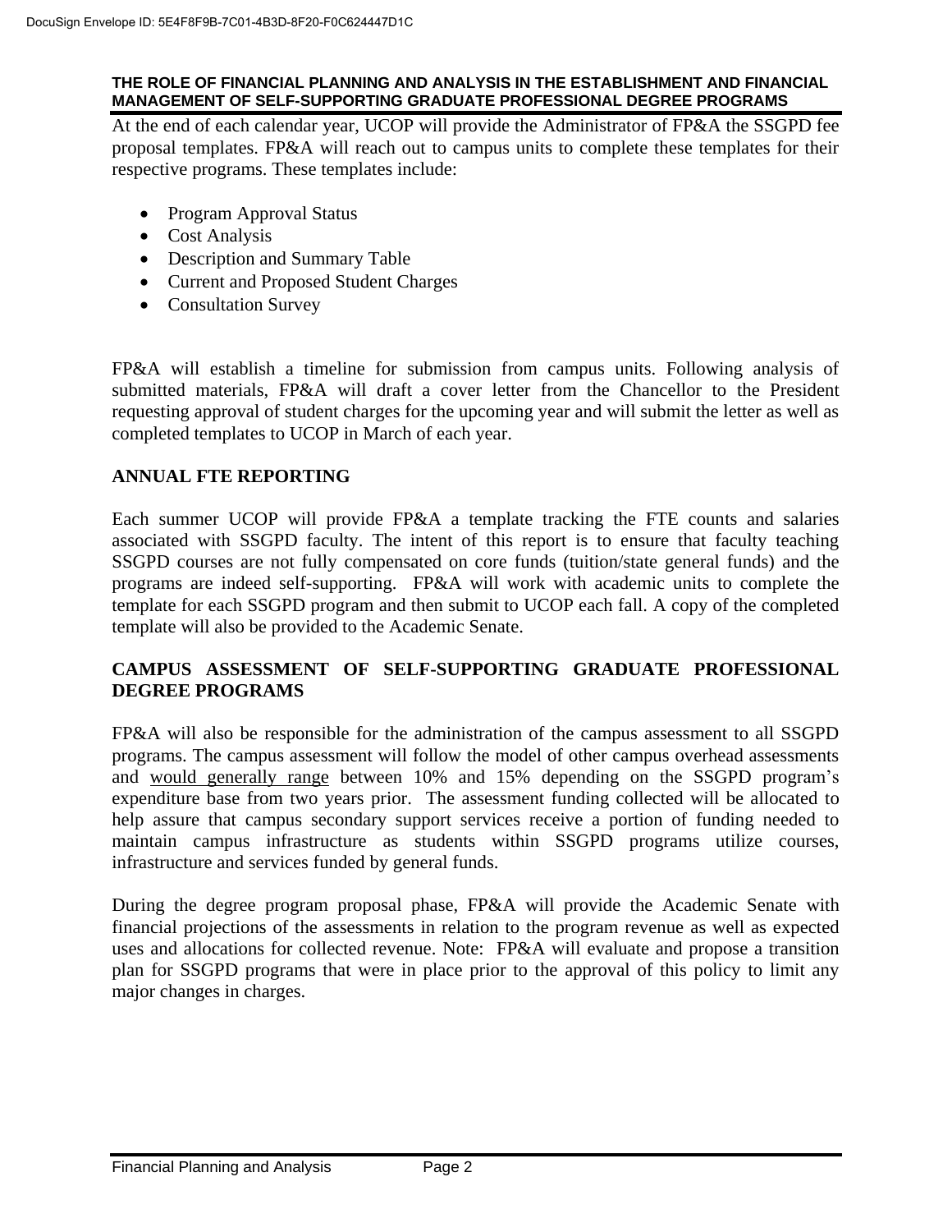At the end of each calendar year, UCOP will provide the Administrator of FP&A the SSGPD fee proposal templates. FP&A will reach out to campus units to complete these templates for their respective programs. These templates include:

- Program Approval Status
- Cost Analysis
- Description and Summary Table
- Current and Proposed Student Charges
- Consultation Survey

FP&A will establish a timeline for submission from campus units. Following analysis of submitted materials, FP&A will draft a cover letter from the Chancellor to the President requesting approval of student charges for the upcoming year and will submit the letter as well as completed templates to UCOP in March of each year.

## ANNUAL FTE REPORTING

Each summer UCOP will provide FP&A a template tracking the FTE counts and salaries associated with SSGPD faculty. The intent of this report is to ensure that faculty teaching SSGPD courses are not fully compensated on core funds (tuition/state general funds) and the programs are indeed self-supporting. FP&A will work with academic units to complete the template for each SSGPD program and then submit to UCOP each fall. A copy of the completed template will also be provided to the Academic Senate.

## CAMPUS ASSESSMENT OF SELF-SUPPORTING GRADUATE PROFESSIONAL DEGREE PROGRAMS

FP&A will also be responsible for the administration of the campus assessment to all SSGPD programs. The campus assessment will follow the model of other campus overhead assessments and <u>would generally range</u> between 10% and 15% depending on the SSGPD program's expenditure base from two years prior. The assessment funding collected will be allocated to help assure that campus secondary support services receive a portion of funding needed to maintain campus infrastructure as students within SSGPD programs utilize courses, infrastructure and services funded by general funds.

During the degree program proposal phase, FP&A will provide the Academic Senate with financial projections of the assessments in relation to the program revenue as well as expected uses and allocations for collected revenue. Note: FP&A will evaluate and propose a transition plan for SSGPD programs that were in place prior to the approval of this policy to limit any major changes in charges.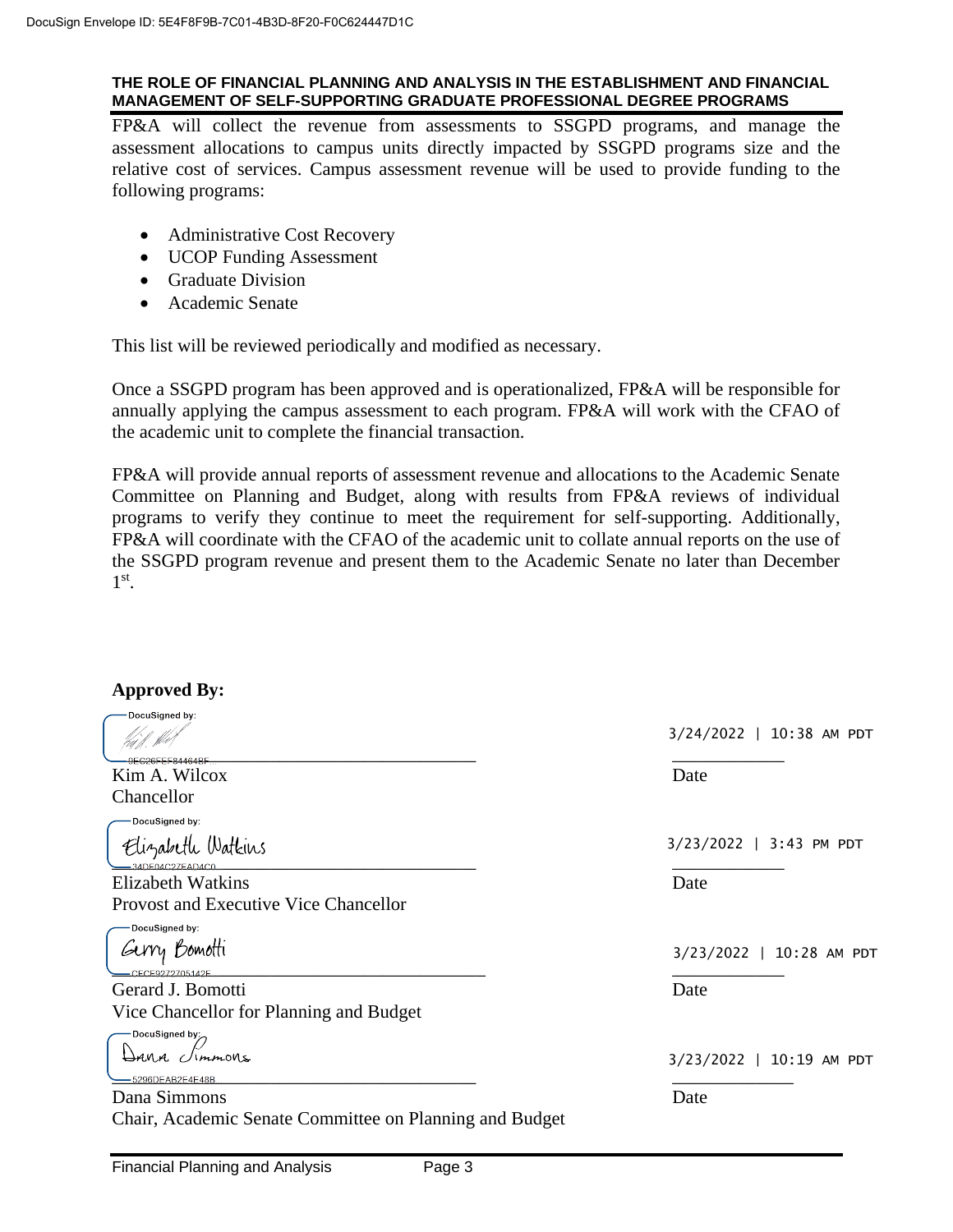FP&A will collect the revenue from assessments to SSGPD programs, and manage the assessment allocations to campus units directly impacted by SSGPD programs size and the relative cost of services. Campus assessment revenue will be used to provide funding to the following programs:

- Administrative Cost Recovery
- UCOP Funding Assessment
- Graduate Division
- Academic Senate

This list will be reviewed periodically and modified as necessary.

Once a SSGPD program has been approved and is operationalized, FP&A will be responsible for annually applying the campus assessment to each program. FP&A will work with the CFAO of the academic unit to complete the financial transaction.

FP&A will provide annual reports of assessment revenue and allocations to the Academic Senate Committee on Planning and Budget, along with results from FP&A reviews of individual programs to verify they continue to meet the requirement for self-supporting. Additionally, FP&A will coordinate with the CFAO of the academic unit to collate annual reports on the use of the SSGPD program revenue and present them to the Academic Senate no later than December 1st.

**Approved By:**

DocuSigned by:
8EC26FEF84464BF...

Kim A. Wilcox
Chancellor

3/24/2022 | 10:38 AM PDT
Date

DocuSigned by:
Elizabeth Watkins
34DE04C27EAD4C0...

Elizabeth Watkins
Provost and Executive Vice Chancellor

3/23/2022 | 3:43 PM PDT
Date

DocuSigned by:
Gerry Bomotti
CECE9272705142E...

Gerard J. Bomotti
Vice Chancellor for Planning and Budget

3/23/2022 | 10:28 AM PDT
Date

DocuSigned by:
Dana Simmons
5296DEAB2E4E48B...

Dana Simmons
Chair, Academic Senate Committee on Planning and Budget

3/23/2022 | 10:19 AM PDT
Date